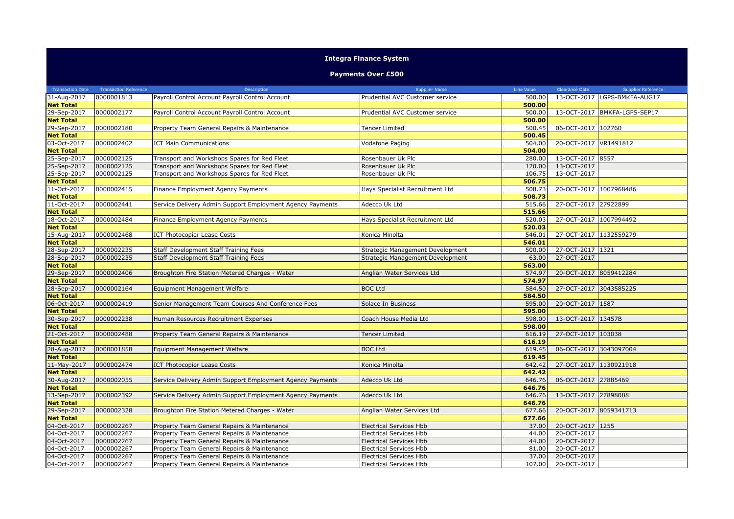# Integra Finance System

## Payments Over £500

| Transaction Date | Transaction Reference | Description | Supplier Name | Line Value | Clearance Date | Supplier Reference |
|---|---|---|---|---|---|---|
| 31-Aug-2017 | 0000001813 | Payroll Control Account Payroll Control Account | Prudential AVC Customer service | 500.00 | 13-OCT-2017 | LGPS-BMKFA-AUG17 |
| **Net Total** | | | | **500.00** | | |
| 29-Sep-2017 | 0000002177 | Payroll Control Account Payroll Control Account | Prudential AVC Customer service | 500.00 | 13-OCT-2017 | BMKFA-LGPS-SEP17 |
| **Net Total** | | | | **500.00** | | |
| 29-Sep-2017 | 0000002180 | Property Team General Repairs & Maintenance | Tencer Limited | 500.45 | 06-OCT-2017 | 102760 |
| **Net Total** | | | | **500.45** | | |
| 03-Oct-2017 | 0000002402 | ICT Main Communications | Vodafone Paging | 504.00 | 20-OCT-2017 | VR1491812 |
| **Net Total** | | | | **504.00** | | |
| 25-Sep-2017 | 0000002125 | Transport and Workshops Spares for Red Fleet | Rosenbauer Uk Plc | 280.00 | 13-OCT-2017 | 8557 |
| 25-Sep-2017 | 0000002125 | Transport and Workshops Spares for Red Fleet | Rosenbauer Uk Plc | 120.00 | 13-OCT-2017 | |
| 25-Sep-2017 | 0000002125 | Transport and Workshops Spares for Red Fleet | Rosenbauer Uk Plc | 106.75 | 13-OCT-2017 | |
| **Net Total** | | | | **506.75** | | |
| 11-Oct-2017 | 0000002415 | Finance Employment Agency Payments | Hays Specialist Recruitment Ltd | 508.73 | 20-OCT-2017 | 1007968486 |
| **Net Total** | | | | **508.73** | | |
| 11-Oct-2017 | 0000002441 | Service Delivery Admin Support Employment Agency Payments | Adecco Uk Ltd | 515.66 | 27-OCT-2017 | 27922899 |
| **Net Total** | | | | **515.66** | | |
| 18-Oct-2017 | 0000002484 | Finance Employment Agency Payments | Hays Specialist Recruitment Ltd | 520.03 | 27-OCT-2017 | 1007994492 |
| **Net Total** | | | | **520.03** | | |
| 15-Aug-2017 | 0000002468 | ICT Photocopier Lease Costs | Konica Minolta | 546.01 | 27-OCT-2017 | 1132559279 |
| **Net Total** | | | | **546.01** | | |
| 28-Sep-2017 | 0000002235 | Staff Development Staff Training Fees | Strategic Management Development | 500.00 | 27-OCT-2017 | 1321 |
| 28-Sep-2017 | 0000002235 | Staff Development Staff Training Fees | Strategic Management Development | 63.00 | 27-OCT-2017 | |
| **Net Total** | | | | **563.00** | | |
| 29-Sep-2017 | 0000002406 | Broughton Fire Station Metered Charges - Water | Anglian Water Services Ltd | 574.97 | 20-OCT-2017 | 8059412284 |
| **Net Total** | | | | **574.97** | | |
| 28-Sep-2017 | 0000002164 | Equipment Management Welfare | BOC Ltd | 584.50 | 27-OCT-2017 | 3043585225 |
| **Net Total** | | | | **584.50** | | |
| 06-Oct-2017 | 0000002419 | Senior Management Team Courses And Conference Fees | Solace In Business | 595.00 | 20-OCT-2017 | 1587 |
| **Net Total** | | | | **595.00** | | |
| 30-Sep-2017 | 0000002238 | Human Resources Recruitment Expenses | Coach House Media Ltd | 598.00 | 13-OCT-2017 | 13457B |
| **Net Total** | | | | **598.00** | | |
| 21-Oct-2017 | 0000002488 | Property Team General Repairs & Maintenance | Tencer Limited | 616.19 | 27-OCT-2017 | 103038 |
| **Net Total** | | | | **616.19** | | |
| 28-Aug-2017 | 0000001858 | Equipment Management Welfare | BOC Ltd | 619.45 | 06-OCT-2017 | 3043097004 |
| **Net Total** | | | | **619.45** | | |
| 11-May-2017 | 0000002474 | ICT Photocopier Lease Costs | Konica Minolta | 642.42 | 27-OCT-2017 | 1130921918 |
| **Net Total** | | | | **642.42** | | |
| 30-Aug-2017 | 0000002055 | Service Delivery Admin Support Employment Agency Payments | Adecco Uk Ltd | 646.76 | 06-OCT-2017 | 27885469 |
| **Net Total** | | | | **646.76** | | |
| 13-Sep-2017 | 0000002392 | Service Delivery Admin Support Employment Agency Payments | Adecco Uk Ltd | 646.76 | 13-OCT-2017 | 27898088 |
| **Net Total** | | | | **646.76** | | |
| 29-Sep-2017 | 0000002328 | Broughton Fire Station Metered Charges - Water | Anglian Water Services Ltd | 677.66 | 20-OCT-2017 | 8059341713 |
| **Net Total** | | | | **677.66** | | |
| 04-Oct-2017 | 0000002267 | Property Team General Repairs & Maintenance | Electrical Services Hbb | 37.00 | 20-OCT-2017 | 1255 |
| 04-Oct-2017 | 0000002267 | Property Team General Repairs & Maintenance | Electrical Services Hbb | 44.00 | 20-OCT-2017 | |
| 04-Oct-2017 | 0000002267 | Property Team General Repairs & Maintenance | Electrical Services Hbb | 44.00 | 20-OCT-2017 | |
| 04-Oct-2017 | 0000002267 | Property Team General Repairs & Maintenance | Electrical Services Hbb | 81.00 | 20-OCT-2017 | |
| 04-Oct-2017 | 0000002267 | Property Team General Repairs & Maintenance | Electrical Services Hbb | 37.00 | 20-OCT-2017 | |
| 04-Oct-2017 | 0000002267 | Property Team General Repairs & Maintenance | Electrical Services Hbb | 107.00 | 20-OCT-2017 | |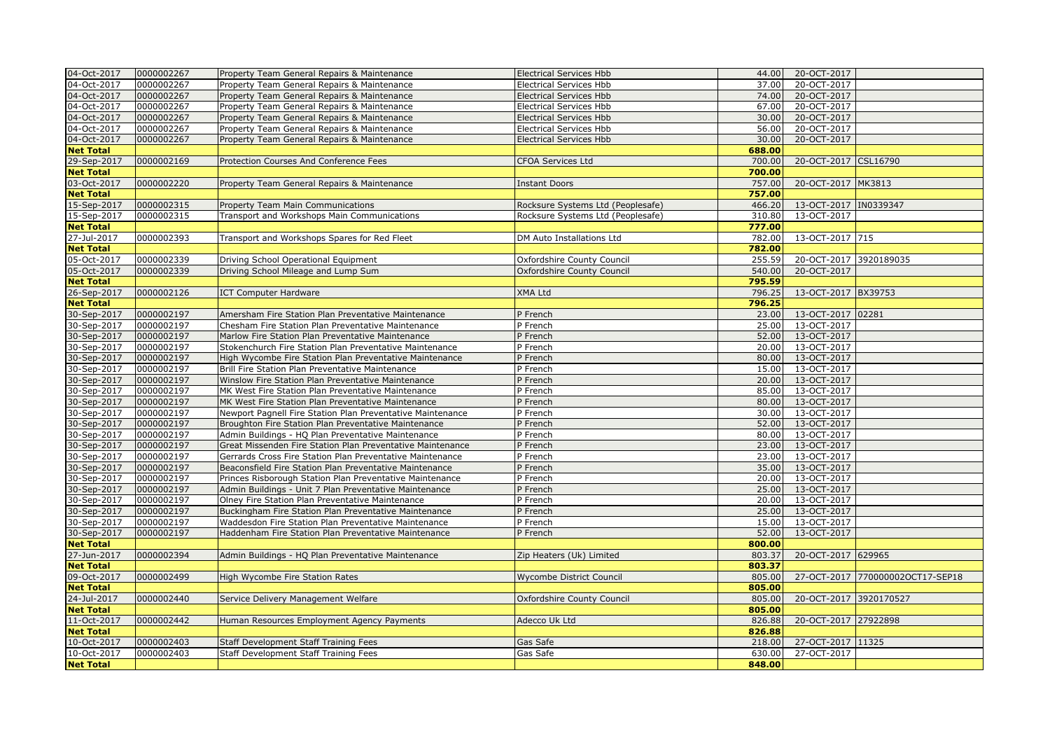| | | | | | | |
|---|---|---|---|---|---|---|
| 04-Oct-2017 | 0000002267 | Property Team General Repairs & Maintenance | Electrical Services Hbb | 44.00 | 20-OCT-2017 | |
| 04-Oct-2017 | 0000002267 | Property Team General Repairs & Maintenance | Electrical Services Hbb | 37.00 | 20-OCT-2017 | |
| 04-Oct-2017 | 0000002267 | Property Team General Repairs & Maintenance | Electrical Services Hbb | 74.00 | 20-OCT-2017 | |
| 04-Oct-2017 | 0000002267 | Property Team General Repairs & Maintenance | Electrical Services Hbb | 67.00 | 20-OCT-2017 | |
| 04-Oct-2017 | 0000002267 | Property Team General Repairs & Maintenance | Electrical Services Hbb | 30.00 | 20-OCT-2017 | |
| 04-Oct-2017 | 0000002267 | Property Team General Repairs & Maintenance | Electrical Services Hbb | 56.00 | 20-OCT-2017 | |
| 04-Oct-2017 | 0000002267 | Property Team General Repairs & Maintenance | Electrical Services Hbb | 30.00 | 20-OCT-2017 | |
| **Net Total** | | | | **688.00** | | |
| 29-Sep-2017 | 0000002169 | Protection Courses And Conference Fees | CFOA Services Ltd | 700.00 | 20-OCT-2017 | CSL16790 |
| **Net Total** | | | | **700.00** | | |
| 03-Oct-2017 | 0000002220 | Property Team General Repairs & Maintenance | Instant Doors | 757.00 | 20-OCT-2017 | MK3813 |
| **Net Total** | | | | **757.00** | | |
| 15-Sep-2017 | 0000002315 | Property Team Main Communications | Rocksure Systems Ltd (Peoplesafe) | 466.20 | 13-OCT-2017 | IN0339347 |
| 15-Sep-2017 | 0000002315 | Transport and Workshops Main Communications | Rocksure Systems Ltd (Peoplesafe) | 310.80 | 13-OCT-2017 | |
| **Net Total** | | | | **777.00** | | |
| 27-Jul-2017 | 0000002393 | Transport and Workshops Spares for Red Fleet | DM Auto Installations Ltd | 782.00 | 13-OCT-2017 | 715 |
| **Net Total** | | | | **782.00** | | |
| 05-Oct-2017 | 0000002339 | Driving School Operational Equipment | Oxfordshire County Council | 255.59 | 20-OCT-2017 | 3920189035 |
| 05-Oct-2017 | 0000002339 | Driving School Mileage and Lump Sum | Oxfordshire County Council | 540.00 | 20-OCT-2017 | |
| **Net Total** | | | | **795.59** | | |
| 26-Sep-2017 | 0000002126 | ICT Computer Hardware | XMA Ltd | 796.25 | 13-OCT-2017 | BX39753 |
| **Net Total** | | | | **796.25** | | |
| 30-Sep-2017 | 0000002197 | Amersham Fire Station Plan Preventative Maintenance | P French | 23.00 | 13-OCT-2017 | 02281 |
| 30-Sep-2017 | 0000002197 | Chesham Fire Station Plan Preventative Maintenance | P French | 25.00 | 13-OCT-2017 | |
| 30-Sep-2017 | 0000002197 | Marlow Fire Station Plan Preventative Maintenance | P French | 52.00 | 13-OCT-2017 | |
| 30-Sep-2017 | 0000002197 | Stokenchurch Fire Station Plan Preventative Maintenance | P French | 20.00 | 13-OCT-2017 | |
| 30-Sep-2017 | 0000002197 | High Wycombe Fire Station Plan Preventative Maintenance | P French | 80.00 | 13-OCT-2017 | |
| 30-Sep-2017 | 0000002197 | Brill Fire Station Plan Preventative Maintenance | P French | 15.00 | 13-OCT-2017 | |
| 30-Sep-2017 | 0000002197 | Winslow Fire Station Plan Preventative Maintenance | P French | 20.00 | 13-OCT-2017 | |
| 30-Sep-2017 | 0000002197 | MK West Fire Station Plan Preventative Maintenance | P French | 85.00 | 13-OCT-2017 | |
| 30-Sep-2017 | 0000002197 | MK West Fire Station Plan Preventative Maintenance | P French | 80.00 | 13-OCT-2017 | |
| 30-Sep-2017 | 0000002197 | Newport Pagnell Fire Station Plan Preventative Maintenance | P French | 30.00 | 13-OCT-2017 | |
| 30-Sep-2017 | 0000002197 | Broughton Fire Station Plan Preventative Maintenance | P French | 52.00 | 13-OCT-2017 | |
| 30-Sep-2017 | 0000002197 | Admin Buildings - HQ Plan Preventative Maintenance | P French | 80.00 | 13-OCT-2017 | |
| 30-Sep-2017 | 0000002197 | Great Missenden Fire Station Plan Preventative Maintenance | P French | 23.00 | 13-OCT-2017 | |
| 30-Sep-2017 | 0000002197 | Gerrards Cross Fire Station Plan Preventative Maintenance | P French | 23.00 | 13-OCT-2017 | |
| 30-Sep-2017 | 0000002197 | Beaconsfield Fire Station Plan Preventative Maintenance | P French | 35.00 | 13-OCT-2017 | |
| 30-Sep-2017 | 0000002197 | Princes Risborough Station Plan Preventative Maintenance | P French | 20.00 | 13-OCT-2017 | |
| 30-Sep-2017 | 0000002197 | Admin Buildings - Unit 7 Plan Preventative Maintenance | P French | 25.00 | 13-OCT-2017 | |
| 30-Sep-2017 | 0000002197 | Olney Fire Station Plan Preventative Maintenance | P French | 20.00 | 13-OCT-2017 | |
| 30-Sep-2017 | 0000002197 | Buckingham Fire Station Plan Preventative Maintenance | P French | 25.00 | 13-OCT-2017 | |
| 30-Sep-2017 | 0000002197 | Waddesdon Fire Station Plan Preventative Maintenance | P French | 15.00 | 13-OCT-2017 | |
| 30-Sep-2017 | 0000002197 | Haddenham Fire Station Plan Preventative Maintenance | P French | 52.00 | 13-OCT-2017 | |
| **Net Total** | | | | **800.00** | | |
| 27-Jun-2017 | 0000002394 | Admin Buildings - HQ Plan Preventative Maintenance | Zip Heaters (Uk) Limited | 803.37 | 20-OCT-2017 | 629965 |
| **Net Total** | | | | **803.37** | | |
| 09-Oct-2017 | 0000002499 | High Wycombe Fire Station Rates | Wycombe District Council | 805.00 | 27-OCT-2017 | 770000002OCT17-SEP18 |
| **Net Total** | | | | **805.00** | | |
| 24-Jul-2017 | 0000002440 | Service Delivery Management Welfare | Oxfordshire County Council | 805.00 | 20-OCT-2017 | 3920170527 |
| **Net Total** | | | | **805.00** | | |
| 11-Oct-2017 | 0000002442 | Human Resources Employment Agency Payments | Adecco Uk Ltd | 826.88 | 20-OCT-2017 | 27922898 |
| **Net Total** | | | | **826.88** | | |
| 10-Oct-2017 | 0000002403 | Staff Development Staff Training Fees | Gas Safe | 218.00 | 27-OCT-2017 | 11325 |
| 10-Oct-2017 | 0000002403 | Staff Development Staff Training Fees | Gas Safe | 630.00 | 27-OCT-2017 | |
| **Net Total** | | | | **848.00** | | |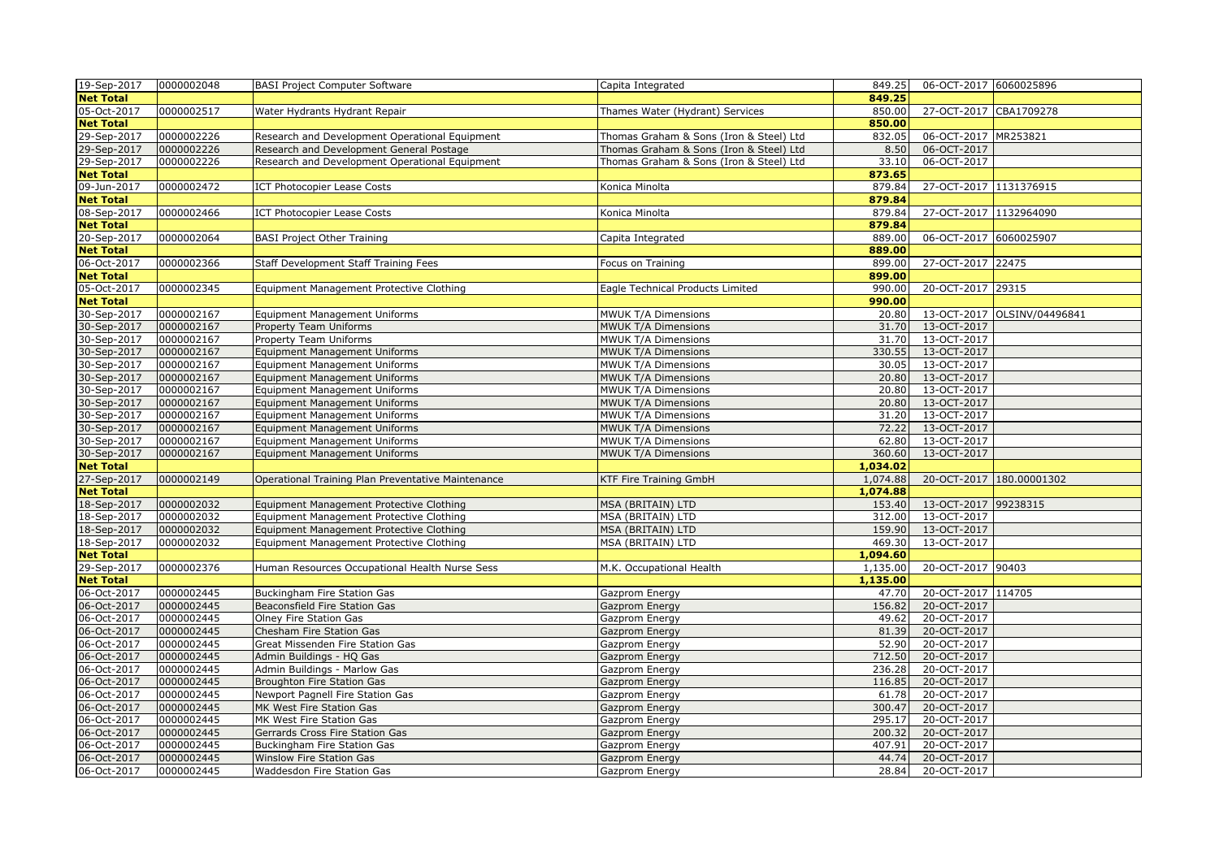| | | | | | | |
|---|---|---|---|---|---|---|
| 19-Sep-2017 | 0000002048 | BASI Project Computer Software | Capita Integrated | 849.25 | 06-OCT-2017 | 6060025896 |
| **Net Total** | | | | **849.25** | | |
| 05-Oct-2017 | 0000002517 | Water Hydrants Hydrant Repair | Thames Water (Hydrant) Services | 850.00 | 27-OCT-2017 | CBA1709278 |
| **Net Total** | | | | **850.00** | | |
| 29-Sep-2017 | 0000002226 | Research and Development Operational Equipment | Thomas Graham & Sons (Iron & Steel) Ltd | 832.05 | 06-OCT-2017 | MR253821 |
| 29-Sep-2017 | 0000002226 | Research and Development General Postage | Thomas Graham & Sons (Iron & Steel) Ltd | 8.50 | 06-OCT-2017 | |
| 29-Sep-2017 | 0000002226 | Research and Development Operational Equipment | Thomas Graham & Sons (Iron & Steel) Ltd | 33.10 | 06-OCT-2017 | |
| **Net Total** | | | | **873.65** | | |
| 09-Jun-2017 | 0000002472 | ICT Photocopier Lease Costs | Konica Minolta | 879.84 | 27-OCT-2017 | 1131376915 |
| **Net Total** | | | | **879.84** | | |
| 08-Sep-2017 | 0000002466 | ICT Photocopier Lease Costs | Konica Minolta | 879.84 | 27-OCT-2017 | 1132964090 |
| **Net Total** | | | | **879.84** | | |
| 20-Sep-2017 | 0000002064 | BASI Project Other Training | Capita Integrated | 889.00 | 06-OCT-2017 | 6060025907 |
| **Net Total** | | | | **889.00** | | |
| 06-Oct-2017 | 0000002366 | Staff Development Staff Training Fees | Focus on Training | 899.00 | 27-OCT-2017 | 22475 |
| **Net Total** | | | | **899.00** | | |
| 05-Oct-2017 | 0000002345 | Equipment Management Protective Clothing | Eagle Technical Products Limited | 990.00 | 20-OCT-2017 | 29315 |
| **Net Total** | | | | **990.00** | | |
| 30-Sep-2017 | 0000002167 | Equipment Management Uniforms | MWUK T/A Dimensions | 20.80 | 13-OCT-2017 | OLSINV/04496841 |
| 30-Sep-2017 | 0000002167 | Property Team Uniforms | MWUK T/A Dimensions | 31.70 | 13-OCT-2017 | |
| 30-Sep-2017 | 0000002167 | Property Team Uniforms | MWUK T/A Dimensions | 31.70 | 13-OCT-2017 | |
| 30-Sep-2017 | 0000002167 | Equipment Management Uniforms | MWUK T/A Dimensions | 330.55 | 13-OCT-2017 | |
| 30-Sep-2017 | 0000002167 | Equipment Management Uniforms | MWUK T/A Dimensions | 30.05 | 13-OCT-2017 | |
| 30-Sep-2017 | 0000002167 | Equipment Management Uniforms | MWUK T/A Dimensions | 20.80 | 13-OCT-2017 | |
| 30-Sep-2017 | 0000002167 | Equipment Management Uniforms | MWUK T/A Dimensions | 20.80 | 13-OCT-2017 | |
| 30-Sep-2017 | 0000002167 | Equipment Management Uniforms | MWUK T/A Dimensions | 20.80 | 13-OCT-2017 | |
| 30-Sep-2017 | 0000002167 | Equipment Management Uniforms | MWUK T/A Dimensions | 31.20 | 13-OCT-2017 | |
| 30-Sep-2017 | 0000002167 | Equipment Management Uniforms | MWUK T/A Dimensions | 72.22 | 13-OCT-2017 | |
| 30-Sep-2017 | 0000002167 | Equipment Management Uniforms | MWUK T/A Dimensions | 62.80 | 13-OCT-2017 | |
| 30-Sep-2017 | 0000002167 | Equipment Management Uniforms | MWUK T/A Dimensions | 360.60 | 13-OCT-2017 | |
| **Net Total** | | | | **1,034.02** | | |
| 27-Sep-2017 | 0000002149 | Operational Training Plan Preventative Maintenance | KTF Fire Training GmbH | 1,074.88 | 20-OCT-2017 | 180.00001302 |
| **Net Total** | | | | **1,074.88** | | |
| 18-Sep-2017 | 0000002032 | Equipment Management Protective Clothing | MSA (BRITAIN) LTD | 153.40 | 13-OCT-2017 | 99238315 |
| 18-Sep-2017 | 0000002032 | Equipment Management Protective Clothing | MSA (BRITAIN) LTD | 312.00 | 13-OCT-2017 | |
| 18-Sep-2017 | 0000002032 | Equipment Management Protective Clothing | MSA (BRITAIN) LTD | 159.90 | 13-OCT-2017 | |
| 18-Sep-2017 | 0000002032 | Equipment Management Protective Clothing | MSA (BRITAIN) LTD | 469.30 | 13-OCT-2017 | |
| **Net Total** | | | | **1,094.60** | | |
| 29-Sep-2017 | 0000002376 | Human Resources Occupational Health Nurse Sess | M.K. Occupational Health | 1,135.00 | 20-OCT-2017 | 90403 |
| **Net Total** | | | | **1,135.00** | | |
| 06-Oct-2017 | 0000002445 | Buckingham Fire Station Gas | Gazprom Energy | 47.70 | 20-OCT-2017 | 114705 |
| 06-Oct-2017 | 0000002445 | Beaconsfield Fire Station Gas | Gazprom Energy | 156.82 | 20-OCT-2017 | |
| 06-Oct-2017 | 0000002445 | Olney Fire Station Gas | Gazprom Energy | 49.62 | 20-OCT-2017 | |
| 06-Oct-2017 | 0000002445 | Chesham Fire Station Gas | Gazprom Energy | 81.39 | 20-OCT-2017 | |
| 06-Oct-2017 | 0000002445 | Great Missenden Fire Station Gas | Gazprom Energy | 52.90 | 20-OCT-2017 | |
| 06-Oct-2017 | 0000002445 | Admin Buildings - HQ Gas | Gazprom Energy | 712.50 | 20-OCT-2017 | |
| 06-Oct-2017 | 0000002445 | Admin Buildings - Marlow Gas | Gazprom Energy | 236.28 | 20-OCT-2017 | |
| 06-Oct-2017 | 0000002445 | Broughton Fire Station Gas | Gazprom Energy | 116.85 | 20-OCT-2017 | |
| 06-Oct-2017 | 0000002445 | Newport Pagnell Fire Station Gas | Gazprom Energy | 61.78 | 20-OCT-2017 | |
| 06-Oct-2017 | 0000002445 | MK West Fire Station Gas | Gazprom Energy | 300.47 | 20-OCT-2017 | |
| 06-Oct-2017 | 0000002445 | MK West Fire Station Gas | Gazprom Energy | 295.17 | 20-OCT-2017 | |
| 06-Oct-2017 | 0000002445 | Gerrards Cross Fire Station Gas | Gazprom Energy | 200.32 | 20-OCT-2017 | |
| 06-Oct-2017 | 0000002445 | Buckingham Fire Station Gas | Gazprom Energy | 407.91 | 20-OCT-2017 | |
| 06-Oct-2017 | 0000002445 | Winslow Fire Station Gas | Gazprom Energy | 44.74 | 20-OCT-2017 | |
| 06-Oct-2017 | 0000002445 | Waddesdon Fire Station Gas | Gazprom Energy | 28.84 | 20-OCT-2017 | |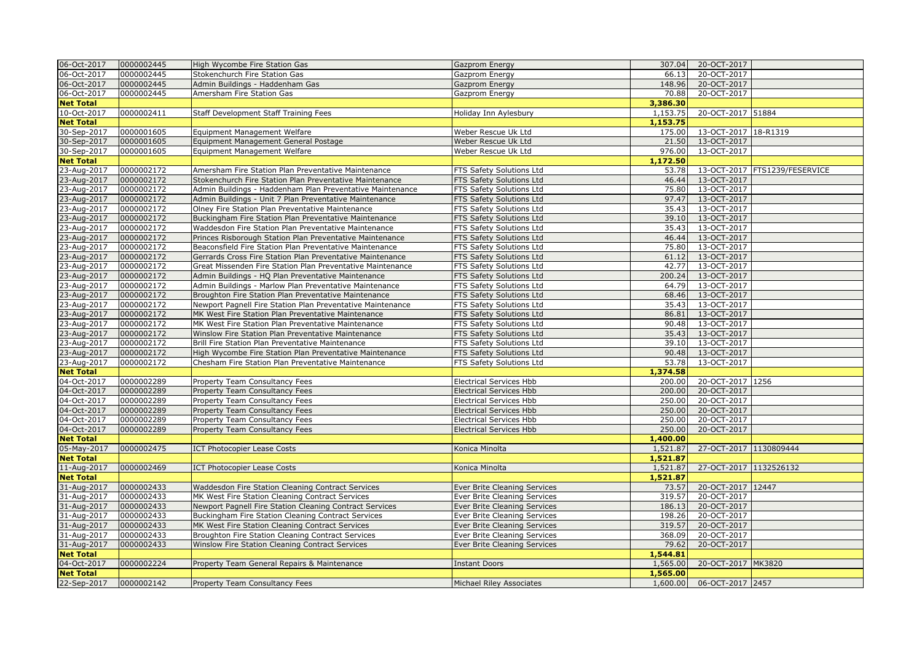| | | | | | | |
|---|---|---|---|---|---|---|
| 06-Oct-2017 | 0000002445 | High Wycombe Fire Station Gas | Gazprom Energy | 307.04 | 20-OCT-2017 | |
| 06-Oct-2017 | 0000002445 | Stokenchurch Fire Station Gas | Gazprom Energy | 66.13 | 20-OCT-2017 | |
| 06-Oct-2017 | 0000002445 | Admin Buildings - Haddenham Gas | Gazprom Energy | 148.96 | 20-OCT-2017 | |
| 06-Oct-2017 | 0000002445 | Amersham Fire Station Gas | Gazprom Energy | 70.88 | 20-OCT-2017 | |
| **Net Total** | | | | **3,386.30** | | |
| 10-Oct-2017 | 0000002411 | Staff Development Staff Training Fees | Holiday Inn Aylesbury | 1,153.75 | 20-OCT-2017 | 51884 |
| **Net Total** | | | | **1,153.75** | | |
| 30-Sep-2017 | 0000001605 | Equipment Management Welfare | Weber Rescue Uk Ltd | 175.00 | 13-OCT-2017 | 18-R1319 |
| 30-Sep-2017 | 0000001605 | Equipment Management General Postage | Weber Rescue Uk Ltd | 21.50 | 13-OCT-2017 | |
| 30-Sep-2017 | 0000001605 | Equipment Management Welfare | Weber Rescue Uk Ltd | 976.00 | 13-OCT-2017 | |
| **Net Total** | | | | **1,172.50** | | |
| 23-Aug-2017 | 0000002172 | Amersham Fire Station Plan Preventative Maintenance | FTS Safety Solutions Ltd | 53.78 | 13-OCT-2017 | FTS1239/FESERVICE |
| 23-Aug-2017 | 0000002172 | Stokenchurch Fire Station Plan Preventative Maintenance | FTS Safety Solutions Ltd | 46.44 | 13-OCT-2017 | |
| 23-Aug-2017 | 0000002172 | Admin Buildings - Haddenham Plan Preventative Maintenance | FTS Safety Solutions Ltd | 75.80 | 13-OCT-2017 | |
| 23-Aug-2017 | 0000002172 | Admin Buildings - Unit 7 Plan Preventative Maintenance | FTS Safety Solutions Ltd | 97.47 | 13-OCT-2017 | |
| 23-Aug-2017 | 0000002172 | Olney Fire Station Plan Preventative Maintenance | FTS Safety Solutions Ltd | 35.43 | 13-OCT-2017 | |
| 23-Aug-2017 | 0000002172 | Buckingham Fire Station Plan Preventative Maintenance | FTS Safety Solutions Ltd | 39.10 | 13-OCT-2017 | |
| 23-Aug-2017 | 0000002172 | Waddesdon Fire Station Plan Preventative Maintenance | FTS Safety Solutions Ltd | 35.43 | 13-OCT-2017 | |
| 23-Aug-2017 | 0000002172 | Princes Risborough Station Plan Preventative Maintenance | FTS Safety Solutions Ltd | 46.44 | 13-OCT-2017 | |
| 23-Aug-2017 | 0000002172 | Beaconsfield Fire Station Plan Preventative Maintenance | FTS Safety Solutions Ltd | 75.80 | 13-OCT-2017 | |
| 23-Aug-2017 | 0000002172 | Gerrards Cross Fire Station Plan Preventative Maintenance | FTS Safety Solutions Ltd | 61.12 | 13-OCT-2017 | |
| 23-Aug-2017 | 0000002172 | Great Missenden Fire Station Plan Preventative Maintenance | FTS Safety Solutions Ltd | 42.77 | 13-OCT-2017 | |
| 23-Aug-2017 | 0000002172 | Admin Buildings - HQ Plan Preventative Maintenance | FTS Safety Solutions Ltd | 200.24 | 13-OCT-2017 | |
| 23-Aug-2017 | 0000002172 | Admin Buildings - Marlow Plan Preventative Maintenance | FTS Safety Solutions Ltd | 64.79 | 13-OCT-2017 | |
| 23-Aug-2017 | 0000002172 | Broughton Fire Station Plan Preventative Maintenance | FTS Safety Solutions Ltd | 68.46 | 13-OCT-2017 | |
| 23-Aug-2017 | 0000002172 | Newport Pagnell Fire Station Plan Preventative Maintenance | FTS Safety Solutions Ltd | 35.43 | 13-OCT-2017 | |
| 23-Aug-2017 | 0000002172 | MK West Fire Station Plan Preventative Maintenance | FTS Safety Solutions Ltd | 86.81 | 13-OCT-2017 | |
| 23-Aug-2017 | 0000002172 | MK West Fire Station Plan Preventative Maintenance | FTS Safety Solutions Ltd | 90.48 | 13-OCT-2017 | |
| 23-Aug-2017 | 0000002172 | Winslow Fire Station Plan Preventative Maintenance | FTS Safety Solutions Ltd | 35.43 | 13-OCT-2017 | |
| 23-Aug-2017 | 0000002172 | Brill Fire Station Plan Preventative Maintenance | FTS Safety Solutions Ltd | 39.10 | 13-OCT-2017 | |
| 23-Aug-2017 | 0000002172 | High Wycombe Fire Station Plan Preventative Maintenance | FTS Safety Solutions Ltd | 90.48 | 13-OCT-2017 | |
| 23-Aug-2017 | 0000002172 | Chesham Fire Station Plan Preventative Maintenance | FTS Safety Solutions Ltd | 53.78 | 13-OCT-2017 | |
| **Net Total** | | | | **1,374.58** | | |
| 04-Oct-2017 | 0000002289 | Property Team Consultancy Fees | Electrical Services Hbb | 200.00 | 20-OCT-2017 | 1256 |
| 04-Oct-2017 | 0000002289 | Property Team Consultancy Fees | Electrical Services Hbb | 200.00 | 20-OCT-2017 | |
| 04-Oct-2017 | 0000002289 | Property Team Consultancy Fees | Electrical Services Hbb | 250.00 | 20-OCT-2017 | |
| 04-Oct-2017 | 0000002289 | Property Team Consultancy Fees | Electrical Services Hbb | 250.00 | 20-OCT-2017 | |
| 04-Oct-2017 | 0000002289 | Property Team Consultancy Fees | Electrical Services Hbb | 250.00 | 20-OCT-2017 | |
| 04-Oct-2017 | 0000002289 | Property Team Consultancy Fees | Electrical Services Hbb | 250.00 | 20-OCT-2017 | |
| **Net Total** | | | | **1,400.00** | | |
| 05-May-2017 | 0000002475 | ICT Photocopier Lease Costs | Konica Minolta | 1,521.87 | 27-OCT-2017 | 1130809444 |
| **Net Total** | | | | **1,521.87** | | |
| 11-Aug-2017 | 0000002469 | ICT Photocopier Lease Costs | Konica Minolta | 1,521.87 | 27-OCT-2017 | 1132526132 |
| **Net Total** | | | | **1,521.87** | | |
| 31-Aug-2017 | 0000002433 | Waddesdon Fire Station Cleaning Contract Services | Ever Brite Cleaning Services | 73.57 | 20-OCT-2017 | 12447 |
| 31-Aug-2017 | 0000002433 | MK West Fire Station Cleaning Contract Services | Ever Brite Cleaning Services | 319.57 | 20-OCT-2017 | |
| 31-Aug-2017 | 0000002433 | Newport Pagnell Fire Station Cleaning Contract Services | Ever Brite Cleaning Services | 186.13 | 20-OCT-2017 | |
| 31-Aug-2017 | 0000002433 | Buckingham Fire Station Cleaning Contract Services | Ever Brite Cleaning Services | 198.26 | 20-OCT-2017 | |
| 31-Aug-2017 | 0000002433 | MK West Fire Station Cleaning Contract Services | Ever Brite Cleaning Services | 319.57 | 20-OCT-2017 | |
| 31-Aug-2017 | 0000002433 | Broughton Fire Station Cleaning Contract Services | Ever Brite Cleaning Services | 368.09 | 20-OCT-2017 | |
| 31-Aug-2017 | 0000002433 | Winslow Fire Station Cleaning Contract Services | Ever Brite Cleaning Services | 79.62 | 20-OCT-2017 | |
| **Net Total** | | | | **1,544.81** | | |
| 04-Oct-2017 | 0000002224 | Property Team General Repairs & Maintenance | Instant Doors | 1,565.00 | 20-OCT-2017 | MK3820 |
| **Net Total** | | | | **1,565.00** | | |
| 22-Sep-2017 | 0000002142 | Property Team Consultancy Fees | Michael Riley Associates | 1,600.00 | 06-OCT-2017 | 2457 |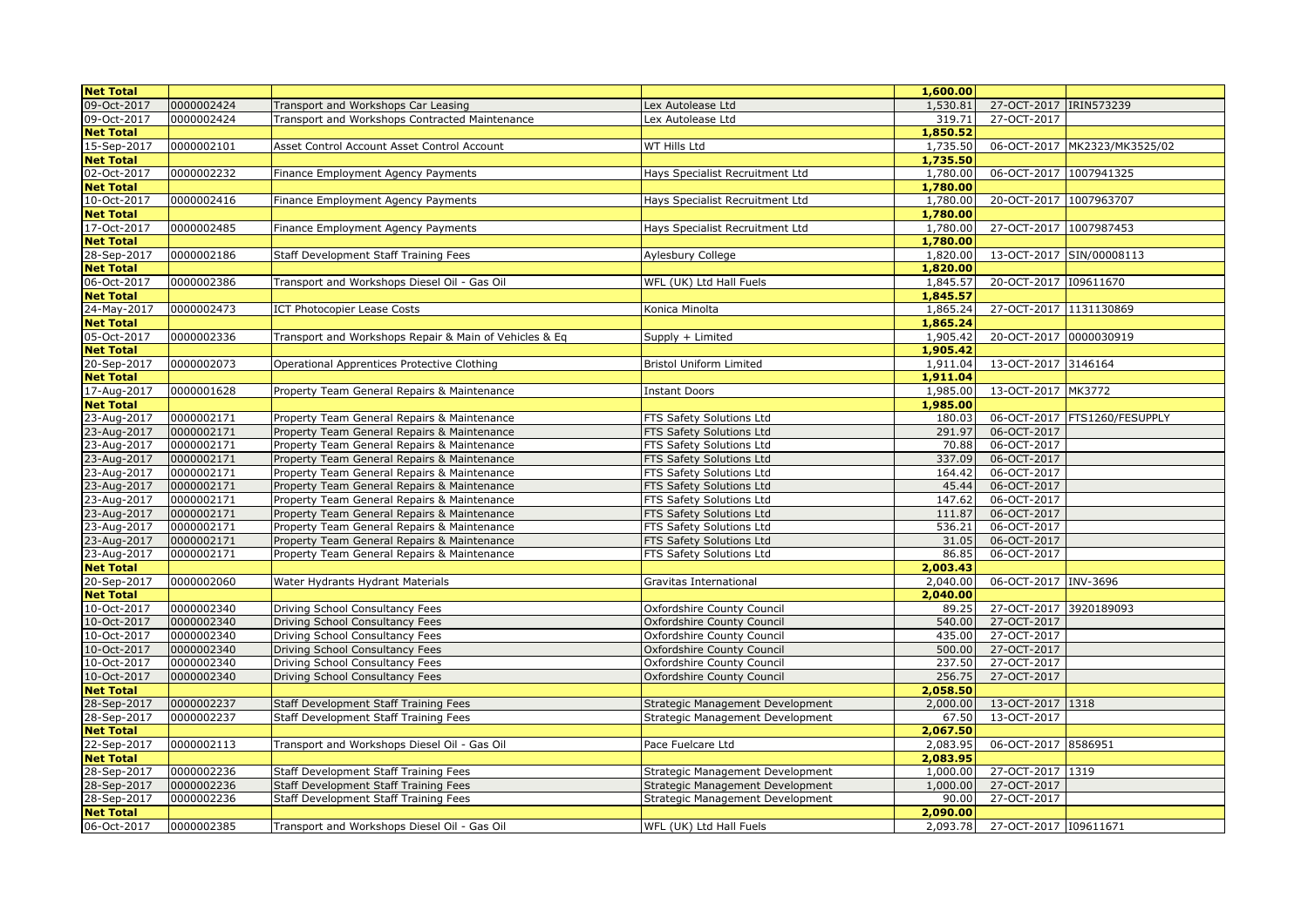| Net Total | | | | 1,600.00 | | |
|---|---|---|---|---|---|---|
| 09-Oct-2017 | 0000002424 | Transport and Workshops Car Leasing | Lex Autolease Ltd | 1,530.81 | 27-OCT-2017 | IRIN573239 |
| 09-Oct-2017 | 0000002424 | Transport and Workshops Contracted Maintenance | Lex Autolease Ltd | 319.71 | 27-OCT-2017 | |
| **Net Total** | | | | **1,850.52** | | |
| 15-Sep-2017 | 0000002101 | Asset Control Account Asset Control Account | WT Hills Ltd | 1,735.50 | 06-OCT-2017 | MK2323/MK3525/02 |
| **Net Total** | | | | **1,735.50** | | |
| 02-Oct-2017 | 0000002232 | Finance Employment Agency Payments | Hays Specialist Recruitment Ltd | 1,780.00 | 06-OCT-2017 | 1007941325 |
| **Net Total** | | | | **1,780.00** | | |
| 10-Oct-2017 | 0000002416 | Finance Employment Agency Payments | Hays Specialist Recruitment Ltd | 1,780.00 | 20-OCT-2017 | 1007963707 |
| **Net Total** | | | | **1,780.00** | | |
| 17-Oct-2017 | 0000002485 | Finance Employment Agency Payments | Hays Specialist Recruitment Ltd | 1,780.00 | 27-OCT-2017 | 1007987453 |
| **Net Total** | | | | **1,780.00** | | |
| 28-Sep-2017 | 0000002186 | Staff Development Staff Training Fees | Aylesbury College | 1,820.00 | 13-OCT-2017 | SIN/00008113 |
| **Net Total** | | | | **1,820.00** | | |
| 06-Oct-2017 | 0000002386 | Transport and Workshops Diesel Oil - Gas Oil | WFL (UK) Ltd Hall Fuels | 1,845.57 | 20-OCT-2017 | I09611670 |
| **Net Total** | | | | **1,845.57** | | |
| 24-May-2017 | 0000002473 | ICT Photocopier Lease Costs | Konica Minolta | 1,865.24 | 27-OCT-2017 | 1131130869 |
| **Net Total** | | | | **1,865.24** | | |
| 05-Oct-2017 | 0000002336 | Transport and Workshops Repair & Main of Vehicles & Eq | Supply + Limited | 1,905.42 | 20-OCT-2017 | 0000030919 |
| **Net Total** | | | | **1,905.42** | | |
| 20-Sep-2017 | 0000002073 | Operational Apprentices Protective Clothing | Bristol Uniform Limited | 1,911.04 | 13-OCT-2017 | 3146164 |
| **Net Total** | | | | **1,911.04** | | |
| 17-Aug-2017 | 0000001628 | Property Team General Repairs & Maintenance | Instant Doors | 1,985.00 | 13-OCT-2017 | MK3772 |
| **Net Total** | | | | **1,985.00** | | |
| 23-Aug-2017 | 0000002171 | Property Team General Repairs & Maintenance | FTS Safety Solutions Ltd | 180.03 | 06-OCT-2017 | FTS1260/FESUPPLY |
| 23-Aug-2017 | 0000002171 | Property Team General Repairs & Maintenance | FTS Safety Solutions Ltd | 291.97 | 06-OCT-2017 | |
| 23-Aug-2017 | 0000002171 | Property Team General Repairs & Maintenance | FTS Safety Solutions Ltd | 70.88 | 06-OCT-2017 | |
| 23-Aug-2017 | 0000002171 | Property Team General Repairs & Maintenance | FTS Safety Solutions Ltd | 337.09 | 06-OCT-2017 | |
| 23-Aug-2017 | 0000002171 | Property Team General Repairs & Maintenance | FTS Safety Solutions Ltd | 164.42 | 06-OCT-2017 | |
| 23-Aug-2017 | 0000002171 | Property Team General Repairs & Maintenance | FTS Safety Solutions Ltd | 45.44 | 06-OCT-2017 | |
| 23-Aug-2017 | 0000002171 | Property Team General Repairs & Maintenance | FTS Safety Solutions Ltd | 147.62 | 06-OCT-2017 | |
| 23-Aug-2017 | 0000002171 | Property Team General Repairs & Maintenance | FTS Safety Solutions Ltd | 111.87 | 06-OCT-2017 | |
| 23-Aug-2017 | 0000002171 | Property Team General Repairs & Maintenance | FTS Safety Solutions Ltd | 536.21 | 06-OCT-2017 | |
| 23-Aug-2017 | 0000002171 | Property Team General Repairs & Maintenance | FTS Safety Solutions Ltd | 31.05 | 06-OCT-2017 | |
| 23-Aug-2017 | 0000002171 | Property Team General Repairs & Maintenance | FTS Safety Solutions Ltd | 86.85 | 06-OCT-2017 | |
| **Net Total** | | | | **2,003.43** | | |
| 20-Sep-2017 | 0000002060 | Water Hydrants Hydrant Materials | Gravitas International | 2,040.00 | 06-OCT-2017 | INV-3696 |
| **Net Total** | | | | **2,040.00** | | |
| 10-Oct-2017 | 0000002340 | Driving School Consultancy Fees | Oxfordshire County Council | 89.25 | 27-OCT-2017 | 3920189093 |
| 10-Oct-2017 | 0000002340 | Driving School Consultancy Fees | Oxfordshire County Council | 540.00 | 27-OCT-2017 | |
| 10-Oct-2017 | 0000002340 | Driving School Consultancy Fees | Oxfordshire County Council | 435.00 | 27-OCT-2017 | |
| 10-Oct-2017 | 0000002340 | Driving School Consultancy Fees | Oxfordshire County Council | 500.00 | 27-OCT-2017 | |
| 10-Oct-2017 | 0000002340 | Driving School Consultancy Fees | Oxfordshire County Council | 237.50 | 27-OCT-2017 | |
| 10-Oct-2017 | 0000002340 | Driving School Consultancy Fees | Oxfordshire County Council | 256.75 | 27-OCT-2017 | |
| **Net Total** | | | | **2,058.50** | | |
| 28-Sep-2017 | 0000002237 | Staff Development Staff Training Fees | Strategic Management Development | 2,000.00 | 13-OCT-2017 | 1318 |
| 28-Sep-2017 | 0000002237 | Staff Development Staff Training Fees | Strategic Management Development | 67.50 | 13-OCT-2017 | |
| **Net Total** | | | | **2,067.50** | | |
| 22-Sep-2017 | 0000002113 | Transport and Workshops Diesel Oil - Gas Oil | Pace Fuelcare Ltd | 2,083.95 | 06-OCT-2017 | 8586951 |
| **Net Total** | | | | **2,083.95** | | |
| 28-Sep-2017 | 0000002236 | Staff Development Staff Training Fees | Strategic Management Development | 1,000.00 | 27-OCT-2017 | 1319 |
| 28-Sep-2017 | 0000002236 | Staff Development Staff Training Fees | Strategic Management Development | 1,000.00 | 27-OCT-2017 | |
| 28-Sep-2017 | 0000002236 | Staff Development Staff Training Fees | Strategic Management Development | 90.00 | 27-OCT-2017 | |
| **Net Total** | | | | **2,090.00** | | |
| 06-Oct-2017 | 0000002385 | Transport and Workshops Diesel Oil - Gas Oil | WFL (UK) Ltd Hall Fuels | 2,093.78 | 27-OCT-2017 | I09611671 |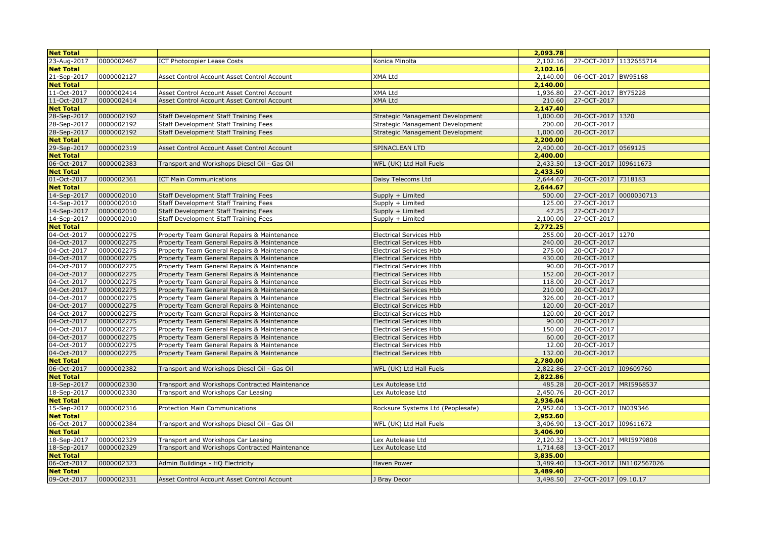| Net Total | | | | 2,093.78 | | |
|---|---|---|---|---|---|---|
| 23-Aug-2017 | 0000002467 | ICT Photocopier Lease Costs | Konica Minolta | 2,102.16 | 27-OCT-2017 | 1132655714 |
| **Net Total** | | | | **2,102.16** | | |
| 21-Sep-2017 | 0000002127 | Asset Control Account Asset Control Account | XMA Ltd | 2,140.00 | 06-OCT-2017 | BW95168 |
| **Net Total** | | | | **2,140.00** | | |
| 11-Oct-2017 | 0000002414 | Asset Control Account Asset Control Account | XMA Ltd | 1,936.80 | 27-OCT-2017 | BY75228 |
| 11-Oct-2017 | 0000002414 | Asset Control Account Asset Control Account | XMA Ltd | 210.60 | 27-OCT-2017 | |
| **Net Total** | | | | **2,147.40** | | |
| 28-Sep-2017 | 0000002192 | Staff Development Staff Training Fees | Strategic Management Development | 1,000.00 | 20-OCT-2017 | 1320 |
| 28-Sep-2017 | 0000002192 | Staff Development Staff Training Fees | Strategic Management Development | 200.00 | 20-OCT-2017 | |
| 28-Sep-2017 | 0000002192 | Staff Development Staff Training Fees | Strategic Management Development | 1,000.00 | 20-OCT-2017 | |
| **Net Total** | | | | **2,200.00** | | |
| 29-Sep-2017 | 0000002319 | Asset Control Account Asset Control Account | SPINACLEAN LTD | 2,400.00 | 20-OCT-2017 | 0569125 |
| **Net Total** | | | | **2,400.00** | | |
| 06-Oct-2017 | 0000002383 | Transport and Workshops Diesel Oil - Gas Oil | WFL (UK) Ltd Hall Fuels | 2,433.50 | 13-OCT-2017 | I09611673 |
| **Net Total** | | | | **2,433.50** | | |
| 01-Oct-2017 | 0000002361 | ICT Main Communications | Daisy Telecoms Ltd | 2,644.67 | 20-OCT-2017 | 7318183 |
| **Net Total** | | | | **2,644.67** | | |
| 14-Sep-2017 | 0000002010 | Staff Development Staff Training Fees | Supply + Limited | 500.00 | 27-OCT-2017 | 0000030713 |
| 14-Sep-2017 | 0000002010 | Staff Development Staff Training Fees | Supply + Limited | 125.00 | 27-OCT-2017 | |
| 14-Sep-2017 | 0000002010 | Staff Development Staff Training Fees | Supply + Limited | 47.25 | 27-OCT-2017 | |
| 14-Sep-2017 | 0000002010 | Staff Development Staff Training Fees | Supply + Limited | 2,100.00 | 27-OCT-2017 | |
| **Net Total** | | | | **2,772.25** | | |
| 04-Oct-2017 | 0000002275 | Property Team General Repairs & Maintenance | Electrical Services Hbb | 255.00 | 20-OCT-2017 | 1270 |
| 04-Oct-2017 | 0000002275 | Property Team General Repairs & Maintenance | Electrical Services Hbb | 240.00 | 20-OCT-2017 | |
| 04-Oct-2017 | 0000002275 | Property Team General Repairs & Maintenance | Electrical Services Hbb | 275.00 | 20-OCT-2017 | |
| 04-Oct-2017 | 0000002275 | Property Team General Repairs & Maintenance | Electrical Services Hbb | 430.00 | 20-OCT-2017 | |
| 04-Oct-2017 | 0000002275 | Property Team General Repairs & Maintenance | Electrical Services Hbb | 90.00 | 20-OCT-2017 | |
| 04-Oct-2017 | 0000002275 | Property Team General Repairs & Maintenance | Electrical Services Hbb | 152.00 | 20-OCT-2017 | |
| 04-Oct-2017 | 0000002275 | Property Team General Repairs & Maintenance | Electrical Services Hbb | 118.00 | 20-OCT-2017 | |
| 04-Oct-2017 | 0000002275 | Property Team General Repairs & Maintenance | Electrical Services Hbb | 210.00 | 20-OCT-2017 | |
| 04-Oct-2017 | 0000002275 | Property Team General Repairs & Maintenance | Electrical Services Hbb | 326.00 | 20-OCT-2017 | |
| 04-Oct-2017 | 0000002275 | Property Team General Repairs & Maintenance | Electrical Services Hbb | 120.00 | 20-OCT-2017 | |
| 04-Oct-2017 | 0000002275 | Property Team General Repairs & Maintenance | Electrical Services Hbb | 120.00 | 20-OCT-2017 | |
| 04-Oct-2017 | 0000002275 | Property Team General Repairs & Maintenance | Electrical Services Hbb | 90.00 | 20-OCT-2017 | |
| 04-Oct-2017 | 0000002275 | Property Team General Repairs & Maintenance | Electrical Services Hbb | 150.00 | 20-OCT-2017 | |
| 04-Oct-2017 | 0000002275 | Property Team General Repairs & Maintenance | Electrical Services Hbb | 60.00 | 20-OCT-2017 | |
| 04-Oct-2017 | 0000002275 | Property Team General Repairs & Maintenance | Electrical Services Hbb | 12.00 | 20-OCT-2017 | |
| 04-Oct-2017 | 0000002275 | Property Team General Repairs & Maintenance | Electrical Services Hbb | 132.00 | 20-OCT-2017 | |
| **Net Total** | | | | **2,780.00** | | |
| 06-Oct-2017 | 0000002382 | Transport and Workshops Diesel Oil - Gas Oil | WFL (UK) Ltd Hall Fuels | 2,822.86 | 27-OCT-2017 | I09609760 |
| **Net Total** | | | | **2,822.86** | | |
| 18-Sep-2017 | 0000002330 | Transport and Workshops Contracted Maintenance | Lex Autolease Ltd | 485.28 | 20-OCT-2017 | MRI5968537 |
| 18-Sep-2017 | 0000002330 | Transport and Workshops Car Leasing | Lex Autolease Ltd | 2,450.76 | 20-OCT-2017 | |
| **Net Total** | | | | **2,936.04** | | |
| 15-Sep-2017 | 0000002316 | Protection Main Communications | Rocksure Systems Ltd (Peoplesafe) | 2,952.60 | 13-OCT-2017 | IN039346 |
| **Net Total** | | | | **2,952.60** | | |
| 06-Oct-2017 | 0000002384 | Transport and Workshops Diesel Oil - Gas Oil | WFL (UK) Ltd Hall Fuels | 3,406.90 | 13-OCT-2017 | I09611672 |
| **Net Total** | | | | **3,406.90** | | |
| 18-Sep-2017 | 0000002329 | Transport and Workshops Car Leasing | Lex Autolease Ltd | 2,120.32 | 13-OCT-2017 | MRI5979808 |
| 18-Sep-2017 | 0000002329 | Transport and Workshops Contracted Maintenance | Lex Autolease Ltd | 1,714.68 | 13-OCT-2017 | |
| **Net Total** | | | | **3,835.00** | | |
| 06-Oct-2017 | 0000002323 | Admin Buildings - HQ Electricity | Haven Power | 3,489.40 | 13-OCT-2017 | IN1102567026 |
| **Net Total** | | | | **3,489.40** | | |
| 09-Oct-2017 | 0000002331 | Asset Control Account Asset Control Account | J Bray Decor | 3,498.50 | 27-OCT-2017 | 09.10.17 |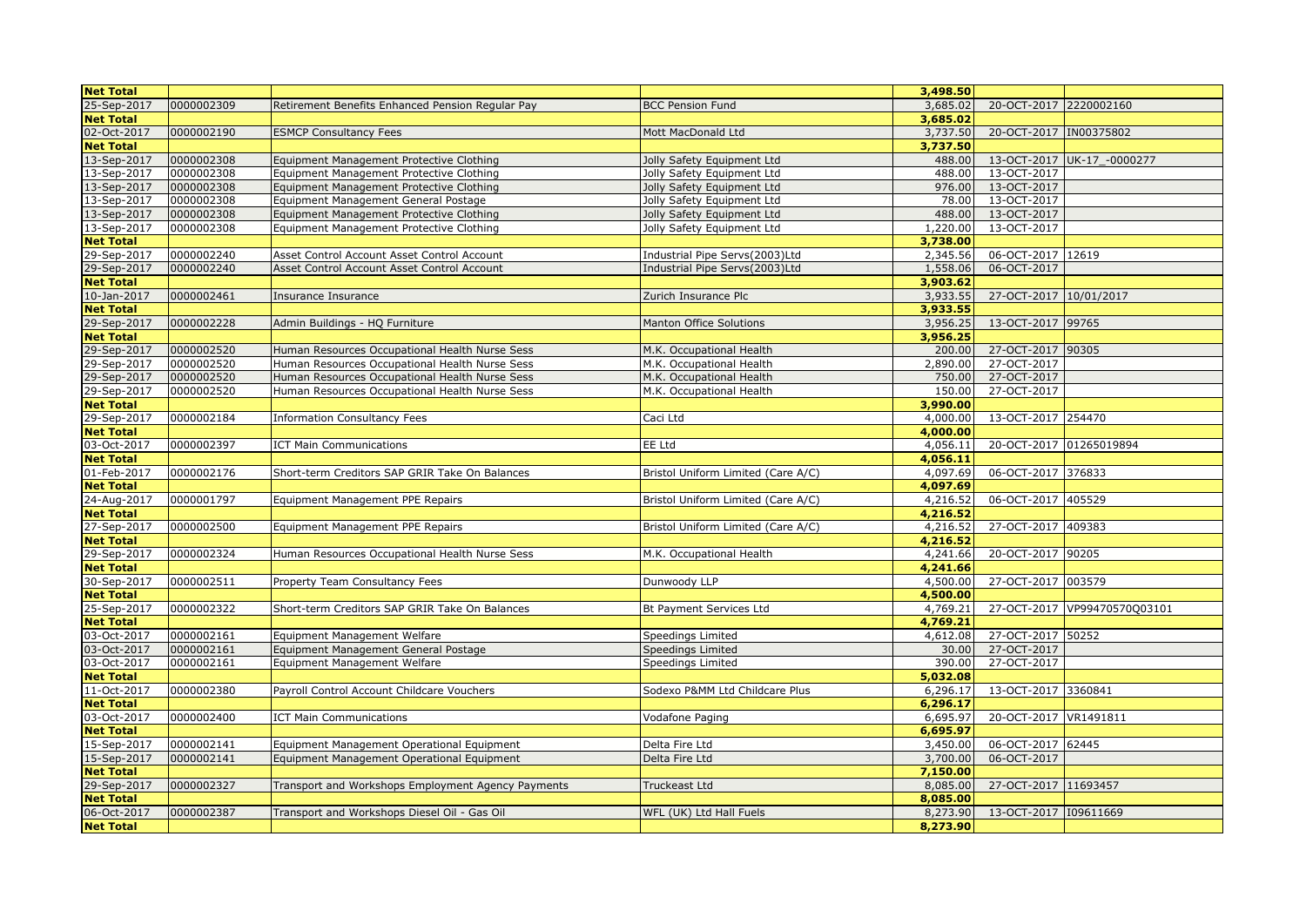| Net Total | | | | 3,498.50 | | |
|---|---|---|---|---|---|---|
| 25-Sep-2017 | 0000002309 | Retirement Benefits Enhanced Pension Regular Pay | BCC Pension Fund | 3,685.02 | 20-OCT-2017 | 2220002160 |
| Net Total | | | | 3,685.02 | | |
| 02-Oct-2017 | 0000002190 | ESMCP Consultancy Fees | Mott MacDonald Ltd | 3,737.50 | 20-OCT-2017 | IN00375802 |
| Net Total | | | | 3,737.50 | | |
| 13-Sep-2017 | 0000002308 | Equipment Management Protective Clothing | Jolly Safety Equipment Ltd | 488.00 | 13-OCT-2017 | UK-17_-0000277 |
| 13-Sep-2017 | 0000002308 | Equipment Management Protective Clothing | Jolly Safety Equipment Ltd | 488.00 | 13-OCT-2017 | |
| 13-Sep-2017 | 0000002308 | Equipment Management Protective Clothing | Jolly Safety Equipment Ltd | 976.00 | 13-OCT-2017 | |
| 13-Sep-2017 | 0000002308 | Equipment Management General Postage | Jolly Safety Equipment Ltd | 78.00 | 13-OCT-2017 | |
| 13-Sep-2017 | 0000002308 | Equipment Management Protective Clothing | Jolly Safety Equipment Ltd | 488.00 | 13-OCT-2017 | |
| 13-Sep-2017 | 0000002308 | Equipment Management Protective Clothing | Jolly Safety Equipment Ltd | 1,220.00 | 13-OCT-2017 | |
| Net Total | | | | 3,738.00 | | |
| 29-Sep-2017 | 0000002240 | Asset Control Account Asset Control Account | Industrial Pipe Servs(2003)Ltd | 2,345.56 | 06-OCT-2017 | 12619 |
| 29-Sep-2017 | 0000002240 | Asset Control Account Asset Control Account | Industrial Pipe Servs(2003)Ltd | 1,558.06 | 06-OCT-2017 | |
| Net Total | | | | 3,903.62 | | |
| 10-Jan-2017 | 0000002461 | Insurance Insurance | Zurich Insurance Plc | 3,933.55 | 27-OCT-2017 | 10/01/2017 |
| Net Total | | | | 3,933.55 | | |
| 29-Sep-2017 | 0000002228 | Admin Buildings - HQ Furniture | Manton Office Solutions | 3,956.25 | 13-OCT-2017 | 99765 |
| Net Total | | | | 3,956.25 | | |
| 29-Sep-2017 | 0000002520 | Human Resources Occupational Health Nurse Sess | M.K. Occupational Health | 200.00 | 27-OCT-2017 | 90305 |
| 29-Sep-2017 | 0000002520 | Human Resources Occupational Health Nurse Sess | M.K. Occupational Health | 2,890.00 | 27-OCT-2017 | |
| 29-Sep-2017 | 0000002520 | Human Resources Occupational Health Nurse Sess | M.K. Occupational Health | 750.00 | 27-OCT-2017 | |
| 29-Sep-2017 | 0000002520 | Human Resources Occupational Health Nurse Sess | M.K. Occupational Health | 150.00 | 27-OCT-2017 | |
| Net Total | | | | 3,990.00 | | |
| 29-Sep-2017 | 0000002184 | Information Consultancy Fees | Caci Ltd | 4,000.00 | 13-OCT-2017 | 254470 |
| Net Total | | | | 4,000.00 | | |
| 03-Oct-2017 | 0000002397 | ICT Main Communications | EE Ltd | 4,056.11 | 20-OCT-2017 | 01265019894 |
| Net Total | | | | 4,056.11 | | |
| 01-Feb-2017 | 0000002176 | Short-term Creditors SAP GRIR Take On Balances | Bristol Uniform Limited (Care A/C) | 4,097.69 | 06-OCT-2017 | 376833 |
| Net Total | | | | 4,097.69 | | |
| 24-Aug-2017 | 0000001797 | Equipment Management PPE Repairs | Bristol Uniform Limited (Care A/C) | 4,216.52 | 06-OCT-2017 | 405529 |
| Net Total | | | | 4,216.52 | | |
| 27-Sep-2017 | 0000002500 | Equipment Management PPE Repairs | Bristol Uniform Limited (Care A/C) | 4,216.52 | 27-OCT-2017 | 409383 |
| Net Total | | | | 4,216.52 | | |
| 29-Sep-2017 | 0000002324 | Human Resources Occupational Health Nurse Sess | M.K. Occupational Health | 4,241.66 | 20-OCT-2017 | 90205 |
| Net Total | | | | 4,241.66 | | |
| 30-Sep-2017 | 0000002511 | Property Team Consultancy Fees | Dunwoody LLP | 4,500.00 | 27-OCT-2017 | 003579 |
| Net Total | | | | 4,500.00 | | |
| 25-Sep-2017 | 0000002322 | Short-term Creditors SAP GRIR Take On Balances | Bt Payment Services Ltd | 4,769.21 | 27-OCT-2017 | VP99470570Q03101 |
| Net Total | | | | 4,769.21 | | |
| 03-Oct-2017 | 0000002161 | Equipment Management Welfare | Speedings Limited | 4,612.08 | 27-OCT-2017 | 50252 |
| 03-Oct-2017 | 0000002161 | Equipment Management General Postage | Speedings Limited | 30.00 | 27-OCT-2017 | |
| 03-Oct-2017 | 0000002161 | Equipment Management Welfare | Speedings Limited | 390.00 | 27-OCT-2017 | |
| Net Total | | | | 5,032.08 | | |
| 11-Oct-2017 | 0000002380 | Payroll Control Account Childcare Vouchers | Sodexo P&MM Ltd Childcare Plus | 6,296.17 | 13-OCT-2017 | 3360841 |
| Net Total | | | | 6,296.17 | | |
| 03-Oct-2017 | 0000002400 | ICT Main Communications | Vodafone Paging | 6,695.97 | 20-OCT-2017 | VR1491811 |
| Net Total | | | | 6,695.97 | | |
| 15-Sep-2017 | 0000002141 | Equipment Management Operational Equipment | Delta Fire Ltd | 3,450.00 | 06-OCT-2017 | 62445 |
| 15-Sep-2017 | 0000002141 | Equipment Management Operational Equipment | Delta Fire Ltd | 3,700.00 | 06-OCT-2017 | |
| Net Total | | | | 7,150.00 | | |
| 29-Sep-2017 | 0000002327 | Transport and Workshops Employment Agency Payments | Truckeast Ltd | 8,085.00 | 27-OCT-2017 | 11693457 |
| Net Total | | | | 8,085.00 | | |
| 06-Oct-2017 | 0000002387 | Transport and Workshops Diesel Oil - Gas Oil | WFL (UK) Ltd Hall Fuels | 8,273.90 | 13-OCT-2017 | I09611669 |
| Net Total | | | | 8,273.90 | | |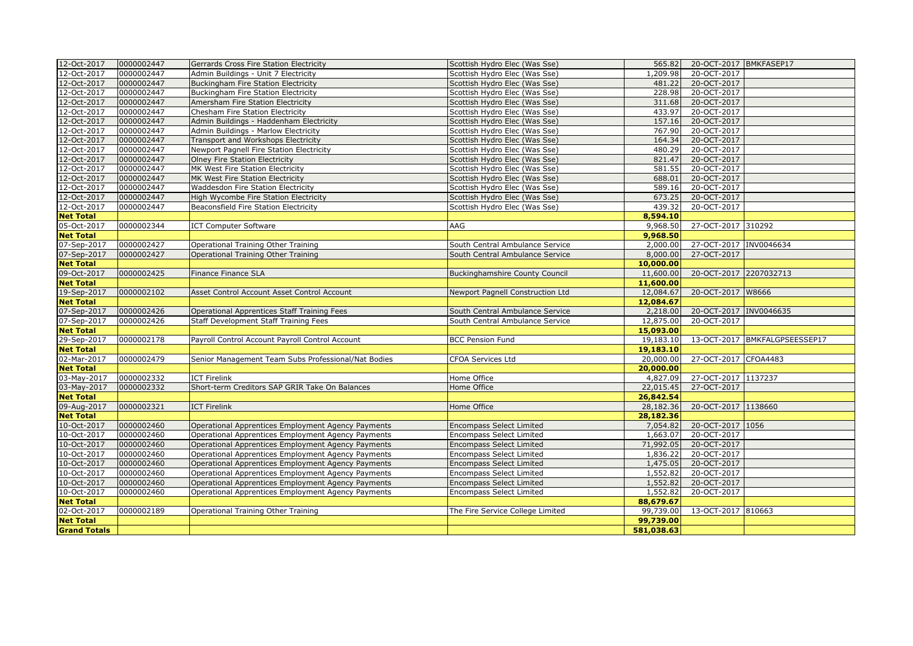| | | | | | | |
|---|---|---|---|---|---|---|
| 12-Oct-2017 | 0000002447 | Gerrards Cross Fire Station Electricity | Scottish Hydro Elec (Was Sse) | 565.82 | 20-OCT-2017 | BMKFASEP17 |
| 12-Oct-2017 | 0000002447 | Admin Buildings - Unit 7 Electricity | Scottish Hydro Elec (Was Sse) | 1,209.98 | 20-OCT-2017 | |
| 12-Oct-2017 | 0000002447 | Buckingham Fire Station Electricity | Scottish Hydro Elec (Was Sse) | 481.22 | 20-OCT-2017 | |
| 12-Oct-2017 | 0000002447 | Buckingham Fire Station Electricity | Scottish Hydro Elec (Was Sse) | 228.98 | 20-OCT-2017 | |
| 12-Oct-2017 | 0000002447 | Amersham Fire Station Electricity | Scottish Hydro Elec (Was Sse) | 311.68 | 20-OCT-2017 | |
| 12-Oct-2017 | 0000002447 | Chesham Fire Station Electricity | Scottish Hydro Elec (Was Sse) | 433.97 | 20-OCT-2017 | |
| 12-Oct-2017 | 0000002447 | Admin Buildings - Haddenham Electricity | Scottish Hydro Elec (Was Sse) | 157.16 | 20-OCT-2017 | |
| 12-Oct-2017 | 0000002447 | Admin Buildings - Marlow Electricity | Scottish Hydro Elec (Was Sse) | 767.90 | 20-OCT-2017 | |
| 12-Oct-2017 | 0000002447 | Transport and Workshops Electricity | Scottish Hydro Elec (Was Sse) | 164.34 | 20-OCT-2017 | |
| 12-Oct-2017 | 0000002447 | Newport Pagnell Fire Station Electricity | Scottish Hydro Elec (Was Sse) | 480.29 | 20-OCT-2017 | |
| 12-Oct-2017 | 0000002447 | Olney Fire Station Electricity | Scottish Hydro Elec (Was Sse) | 821.47 | 20-OCT-2017 | |
| 12-Oct-2017 | 0000002447 | MK West Fire Station Electricity | Scottish Hydro Elec (Was Sse) | 581.55 | 20-OCT-2017 | |
| 12-Oct-2017 | 0000002447 | MK West Fire Station Electricity | Scottish Hydro Elec (Was Sse) | 688.01 | 20-OCT-2017 | |
| 12-Oct-2017 | 0000002447 | Waddesdon Fire Station Electricity | Scottish Hydro Elec (Was Sse) | 589.16 | 20-OCT-2017 | |
| 12-Oct-2017 | 0000002447 | High Wycombe Fire Station Electricity | Scottish Hydro Elec (Was Sse) | 673.25 | 20-OCT-2017 | |
| 12-Oct-2017 | 0000002447 | Beaconsfield Fire Station Electricity | Scottish Hydro Elec (Was Sse) | 439.32 | 20-OCT-2017 | |
| **Net Total** | | | | **8,594.10** | | |
| 05-Oct-2017 | 0000002344 | ICT Computer Software | AAG | 9,968.50 | 27-OCT-2017 | 310292 |
| **Net Total** | | | | **9,968.50** | | |
| 07-Sep-2017 | 0000002427 | Operational Training Other Training | South Central Ambulance Service | 2,000.00 | 27-OCT-2017 | INV0046634 |
| 07-Sep-2017 | 0000002427 | Operational Training Other Training | South Central Ambulance Service | 8,000.00 | 27-OCT-2017 | |
| **Net Total** | | | | **10,000.00** | | |
| 09-Oct-2017 | 0000002425 | Finance Finance SLA | Buckinghamshire County Council | 11,600.00 | 20-OCT-2017 | 2207032713 |
| **Net Total** | | | | **11,600.00** | | |
| 19-Sep-2017 | 0000002102 | Asset Control Account Asset Control Account | Newport Pagnell Construction Ltd | 12,084.67 | 20-OCT-2017 | W8666 |
| **Net Total** | | | | **12,084.67** | | |
| 07-Sep-2017 | 0000002426 | Operational Apprentices Staff Training Fees | South Central Ambulance Service | 2,218.00 | 20-OCT-2017 | INV0046635 |
| 07-Sep-2017 | 0000002426 | Staff Development Staff Training Fees | South Central Ambulance Service | 12,875.00 | 20-OCT-2017 | |
| **Net Total** | | | | **15,093.00** | | |
| 29-Sep-2017 | 0000002178 | Payroll Control Account Payroll Control Account | BCC Pension Fund | 19,183.10 | 13-OCT-2017 | BMKFALGPSEESSEP17 |
| **Net Total** | | | | **19,183.10** | | |
| 02-Mar-2017 | 0000002479 | Senior Management Team Subs Professional/Nat Bodies | CFOA Services Ltd | 20,000.00 | 27-OCT-2017 | CFOA4483 |
| **Net Total** | | | | **20,000.00** | | |
| 03-May-2017 | 0000002332 | ICT Firelink | Home Office | 4,827.09 | 27-OCT-2017 | 1137237 |
| 03-May-2017 | 0000002332 | Short-term Creditors SAP GRIR Take On Balances | Home Office | 22,015.45 | 27-OCT-2017 | |
| **Net Total** | | | | **26,842.54** | | |
| 09-Aug-2017 | 0000002321 | ICT Firelink | Home Office | 28,182.36 | 20-OCT-2017 | 1138660 |
| **Net Total** | | | | **28,182.36** | | |
| 10-Oct-2017 | 0000002460 | Operational Apprentices Employment Agency Payments | Encompass Select Limited | 7,054.82 | 20-OCT-2017 | 1056 |
| 10-Oct-2017 | 0000002460 | Operational Apprentices Employment Agency Payments | Encompass Select Limited | 1,663.07 | 20-OCT-2017 | |
| 10-Oct-2017 | 0000002460 | Operational Apprentices Employment Agency Payments | Encompass Select Limited | 71,992.05 | 20-OCT-2017 | |
| 10-Oct-2017 | 0000002460 | Operational Apprentices Employment Agency Payments | Encompass Select Limited | 1,836.22 | 20-OCT-2017 | |
| 10-Oct-2017 | 0000002460 | Operational Apprentices Employment Agency Payments | Encompass Select Limited | 1,475.05 | 20-OCT-2017 | |
| 10-Oct-2017 | 0000002460 | Operational Apprentices Employment Agency Payments | Encompass Select Limited | 1,552.82 | 20-OCT-2017 | |
| 10-Oct-2017 | 0000002460 | Operational Apprentices Employment Agency Payments | Encompass Select Limited | 1,552.82 | 20-OCT-2017 | |
| 10-Oct-2017 | 0000002460 | Operational Apprentices Employment Agency Payments | Encompass Select Limited | 1,552.82 | 20-OCT-2017 | |
| **Net Total** | | | | **88,679.67** | | |
| 02-Oct-2017 | 0000002189 | Operational Training Other Training | The Fire Service College Limited | 99,739.00 | 13-OCT-2017 | 810663 |
| **Net Total** | | | | **99,739.00** | | |
| **Grand Totals** | | | | **581,038.63** | | |